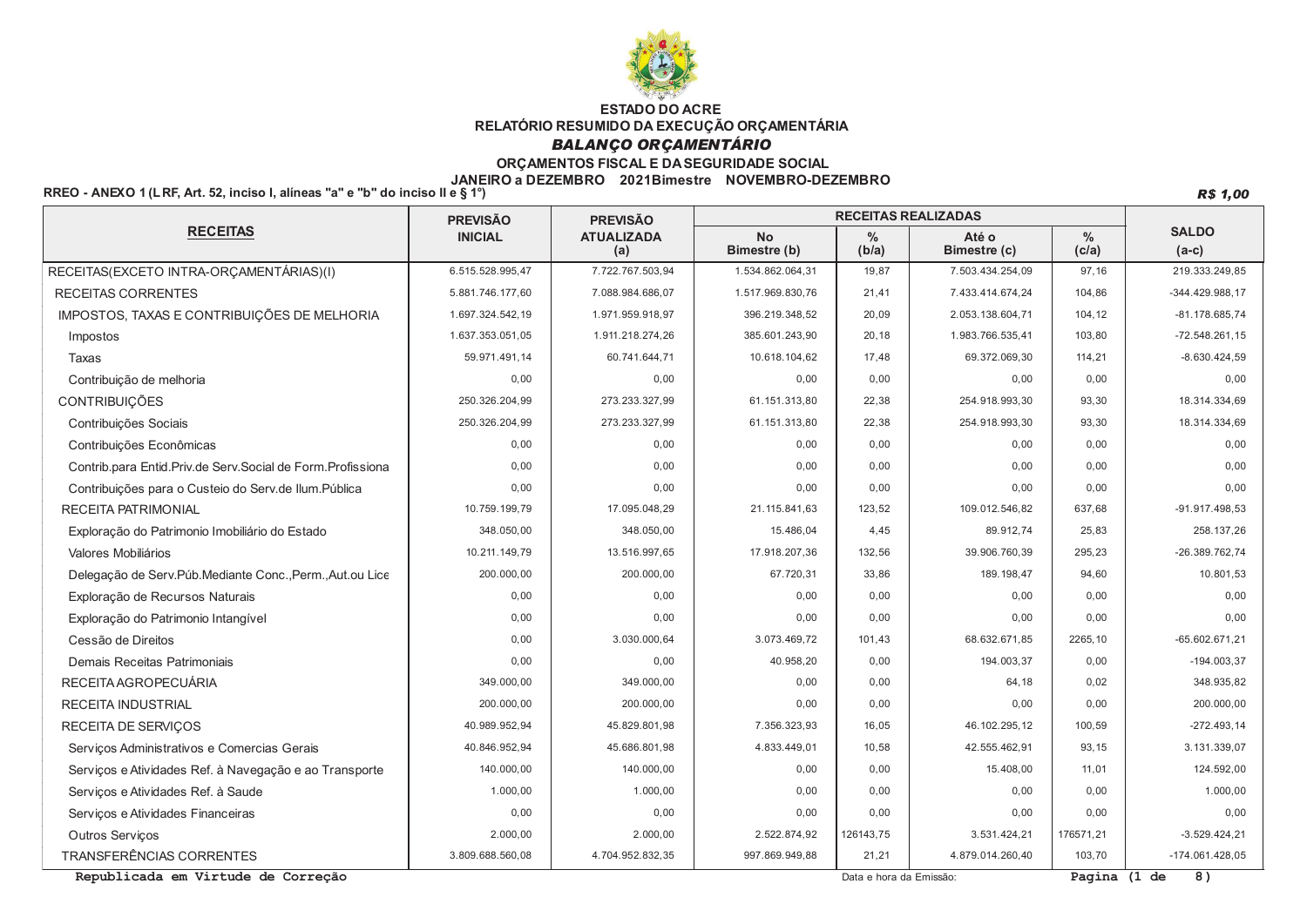# ESTADO DO ACRE

## RELATÓRIO RESUMIDO DA EXECUÇÃO ORÇAMENTÁRIA

### *BALANÇO ORÇAMENTÁRIO*

**ORÇAMENTOS FISCAL E DA SEGURIDADE SOCIAL**

**JANEIRO a DEZEMBRO 2021Bimestre NOVEMBRO-DEZEMBRO**

**RREO - ANEXO 1 (LRF, Art. 52, inciso I, alíneas "a" e "b" do inciso II e § 1°)**

***R$ 1,00***

| RECEITAS | PREVISÃO INICIAL | PREVISÃO ATUALIZADA (a) | RECEITAS REALIZADAS | | | | SALDO (a-c) |
|---|---|---|---|---|---|---|---|
| | | | No Bimestre (b) | % (b/a) | Até o Bimestre (c) | % (c/a) | |
| RECEITAS(EXCETO INTRA-ORÇAMENTÁRIAS)(I) | 6.515.528.995,47 | 7.722.767.503,94 | 1.534.862.064,31 | 19,87 | 7.503.434.254,09 | 97,16 | 219.333.249,85 |
| RECEITAS CORRENTES | 5.881.746.177,60 | 7.088.984.686,07 | 1.517.969.830,76 | 21,41 | 7.433.414.674,24 | 104,86 | -344.429.988,17 |
| IMPOSTOS, TAXAS E CONTRIBUIÇÕES DE MELHORIA | 1.697.324.542,19 | 1.971.959.918,97 | 396.219.348,52 | 20,09 | 2.053.138.604,71 | 104,12 | -81.178.685,74 |
| Impostos | 1.637.353.051,05 | 1.911.218.274,26 | 385.601.243,90 | 20,18 | 1.983.766.535,41 | 103,80 | -72.548.261,15 |
| Taxas | 59.971.491,14 | 60.741.644,71 | 10.618.104,62 | 17,48 | 69.372.069,30 | 114,21 | -8.630.424,59 |
| Contribuição de melhoria | 0,00 | 0,00 | 0,00 | 0,00 | 0,00 | 0,00 | 0,00 |
| CONTRIBUIÇÕES | 250.326.204,99 | 273.233.327,99 | 61.151.313,80 | 22,38 | 254.918.993,30 | 93,30 | 18.314.334,69 |
| Contribuições Sociais | 250.326.204,99 | 273.233.327,99 | 61.151.313,80 | 22,38 | 254.918.993,30 | 93,30 | 18.314.334,69 |
| Contribuições Econômicas | 0,00 | 0,00 | 0,00 | 0,00 | 0,00 | 0,00 | 0,00 |
| Contrib.para Entid.Priv.de Serv.Social de Form.Profissiona | 0,00 | 0,00 | 0,00 | 0,00 | 0,00 | 0,00 | 0,00 |
| Contribuições para o Custeio do Serv.de Ilum.Pública | 0,00 | 0,00 | 0,00 | 0,00 | 0,00 | 0,00 | 0,00 |
| RECEITA PATRIMONIAL | 10.759.199,79 | 17.095.048,29 | 21.115.841,63 | 123,52 | 109.012.546,82 | 637,68 | -91.917.498,53 |
| Exploração do Patrimonio Imobiliário do Estado | 348.050,00 | 348.050,00 | 15.486,04 | 4,45 | 89.912,74 | 25,83 | 258.137,26 |
| Valores Mobiliários | 10.211.149,79 | 13.516.997,65 | 17.918.207,36 | 132,56 | 39.906.760,39 | 295,23 | -26.389.762,74 |
| Delegação de Serv.Púb.Mediante Conc.,Perm.,Aut.ou Lice | 200.000,00 | 200.000,00 | 67.720,31 | 33,86 | 189.198,47 | 94,60 | 10.801,53 |
| Exploração de Recursos Naturais | 0,00 | 0,00 | 0,00 | 0,00 | 0,00 | 0,00 | 0,00 |
| Exploração do Patrimonio Intangível | 0,00 | 0,00 | 0,00 | 0,00 | 0,00 | 0,00 | 0,00 |
| Cessão de Direitos | 0,00 | 3.030.000,64 | 3.073.469,72 | 101,43 | 68.632.671,85 | 2265,10 | -65.602.671,21 |
| Demais Receitas Patrimoniais | 0,00 | 0,00 | 40.958,20 | 0,00 | 194.003,37 | 0,00 | -194.003,37 |
| RECEITA AGROPECUÁRIA | 349.000,00 | 349.000,00 | 0,00 | 0,00 | 64,18 | 0,02 | 348.935,82 |
| RECEITA INDUSTRIAL | 200.000,00 | 200.000,00 | 0,00 | 0,00 | 0,00 | 0,00 | 200.000,00 |
| RECEITA DE SERVIÇOS | 40.989.952,94 | 45.829.801,98 | 7.356.323,93 | 16,05 | 46.102.295,12 | 100,59 | -272.493,14 |
| Serviços Administrativos e Comercias Gerais | 40.846.952,94 | 45.686.801,98 | 4.833.449,01 | 10,58 | 42.555.462,91 | 93,15 | 3.131.339,07 |
| Serviços e Atividades Ref. à Navegação e ao Transporte | 140.000,00 | 140.000,00 | 0,00 | 0,00 | 15.408,00 | 11,01 | 124.592,00 |
| Serviços e Atividades Ref. à Saude | 1.000,00 | 1.000,00 | 0,00 | 0,00 | 0,00 | 0,00 | 1.000,00 |
| Serviços e Atividades Financeiras | 0,00 | 0,00 | 0,00 | 0,00 | 0,00 | 0,00 | 0,00 |
| Outros Serviços | 2.000,00 | 2.000,00 | 2.522.874,92 | 126143,75 | 3.531.424,21 | 176571,21 | -3.529.424,21 |
| TRANSFERÊNCIAS CORRENTES | 3.809.688.560,08 | 4.704.952.832,35 | 997.869.949,88 | 21,21 | 4.879.014.260,40 | 103,70 | -174.061.428,05 |

**Republicada em Virtude de Correção**

Data e hora da Emissão: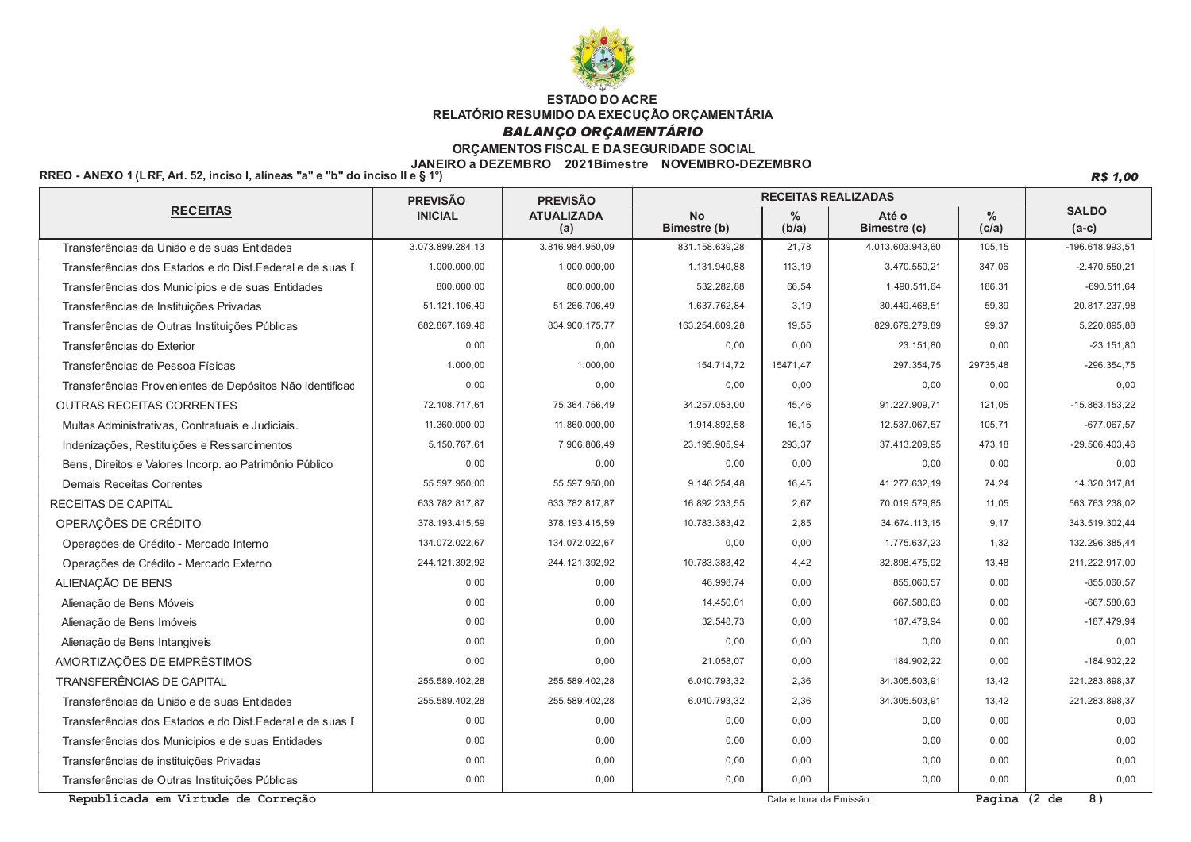**ESTADO DO ACRE**

**RELATÓRIO RESUMIDO DA EXECUÇÃO ORÇAMENTÁRIA**

***BALANÇO ORÇAMENTÁRIO***

**ORÇAMENTOS FISCAL E DA SEGURIDADE SOCIAL**

**JANEIRO a DEZEMBRO 2021Bimestre NOVEMBRO-DEZEMBRO**

**RREO - ANEXO 1 (LRF, Art. 52, inciso I, alíneas "a" e "b" do inciso II e § 1°)** ***R$ 1,00***

| RECEITAS | PREVISÃO INICIAL | PREVISÃO ATUALIZADA (a) | RECEITAS REALIZADAS | | | | SALDO (a-c) |
|---|---|---|---|---|---|---|---|
| | | | No Bimestre (b) | % (b/a) | Até o Bimestre (c) | % (c/a) | |
| Transferências da União e de suas Entidades | 3.073.899.284,13 | 3.816.984.950,09 | 831.158.639,28 | 21,78 | 4.013.603.943,60 | 105,15 | -196.618.993,51 |
| Transferências dos Estados e do Dist.Federal e de suas E | 1.000.000,00 | 1.000.000,00 | 1.131.940,88 | 113,19 | 3.470.550,21 | 347,06 | -2.470.550,21 |
| Transferências dos Municípios e de suas Entidades | 800.000,00 | 800.000,00 | 532.282,88 | 66,54 | 1.490.511,64 | 186,31 | -690.511,64 |
| Transferências de Instituições Privadas | 51.121.106,49 | 51.266.706,49 | 1.637.762,84 | 3,19 | 30.449.468,51 | 59,39 | 20.817.237,98 |
| Transferências de Outras Instituições Públicas | 682.867.169,46 | 834.900.175,77 | 163.254.609,28 | 19,55 | 829.679.279,89 | 99,37 | 5.220.895,88 |
| Transferências do Exterior | 0,00 | 0,00 | 0,00 | 0,00 | 23.151,80 | 0,00 | -23.151,80 |
| Transferências de Pessoa Físicas | 1.000,00 | 1.000,00 | 154.714,72 | 15471,47 | 297.354,75 | 29735,48 | -296.354,75 |
| Transferências Provenientes de Depósitos Não Identificad | 0,00 | 0,00 | 0,00 | 0,00 | 0,00 | 0,00 | 0,00 |
| OUTRAS RECEITAS CORRENTES | 72.108.717,61 | 75.364.756,49 | 34.257.053,00 | 45,46 | 91.227.909,71 | 121,05 | -15.863.153,22 |
| Multas Administrativas, Contratuais e Judiciais. | 11.360.000,00 | 11.860.000,00 | 1.914.892,58 | 16,15 | 12.537.067,57 | 105,71 | -677.067,57 |
| Indenizações, Restituições e Ressarcimentos | 5.150.767,61 | 7.906.806,49 | 23.195.905,94 | 293,37 | 37.413.209,95 | 473,18 | -29.506.403,46 |
| Bens, Direitos e Valores Incorp. ao Patrimônio Público | 0,00 | 0,00 | 0,00 | 0,00 | 0,00 | 0,00 | 0,00 |
| Demais Receitas Correntes | 55.597.950,00 | 55.597.950,00 | 9.146.254,48 | 16,45 | 41.277.632,19 | 74,24 | 14.320.317,81 |
| RECEITAS DE CAPITAL | 633.782.817,87 | 633.782.817,87 | 16.892.233,55 | 2,67 | 70.019.579,85 | 11,05 | 563.763.238,02 |
| OPERAÇÕES DE CRÉDITO | 378.193.415,59 | 378.193.415,59 | 10.783.383,42 | 2,85 | 34.674.113,15 | 9,17 | 343.519.302,44 |
| Operações de Crédito - Mercado Interno | 134.072.022,67 | 134.072.022,67 | 0,00 | 0,00 | 1.775.637,23 | 1,32 | 132.296.385,44 |
| Operações de Crédito - Mercado Externo | 244.121.392,92 | 244.121.392,92 | 10.783.383,42 | 4,42 | 32.898.475,92 | 13,48 | 211.222.917,00 |
| ALIENAÇÃO DE BENS | 0,00 | 0,00 | 46.998,74 | 0,00 | 855.060,57 | 0,00 | -855.060,57 |
| Alienação de Bens Móveis | 0,00 | 0,00 | 14.450,01 | 0,00 | 667.580,63 | 0,00 | -667.580,63 |
| Alienação de Bens Imóveis | 0,00 | 0,00 | 32.548,73 | 0,00 | 187.479,94 | 0,00 | -187.479,94 |
| Alienação de Bens Intangiveis | 0,00 | 0,00 | 0,00 | 0,00 | 0,00 | 0,00 | 0,00 |
| AMORTIZAÇÕES DE EMPRÉSTIMOS | 0,00 | 0,00 | 21.058,07 | 0,00 | 184.902,22 | 0,00 | -184.902,22 |
| TRANSFERÊNCIAS DE CAPITAL | 255.589.402,28 | 255.589.402,28 | 6.040.793,32 | 2,36 | 34.305.503,91 | 13,42 | 221.283.898,37 |
| Transferências da União e de suas Entidades | 255.589.402,28 | 255.589.402,28 | 6.040.793,32 | 2,36 | 34.305.503,91 | 13,42 | 221.283.898,37 |
| Transferências dos Estados e do Dist.Federal e de suas E | 0,00 | 0,00 | 0,00 | 0,00 | 0,00 | 0,00 | 0,00 |
| Transferências dos Municipios e de suas Entidades | 0,00 | 0,00 | 0,00 | 0,00 | 0,00 | 0,00 | 0,00 |
| Transferências de instituições Privadas | 0,00 | 0,00 | 0,00 | 0,00 | 0,00 | 0,00 | 0,00 |
| Transferências de Outras Instituições Públicas | 0,00 | 0,00 | 0,00 | 0,00 | 0,00 | 0,00 | 0,00 |

**Republicada em Virtude de Correção**

Data e hora da Emissão: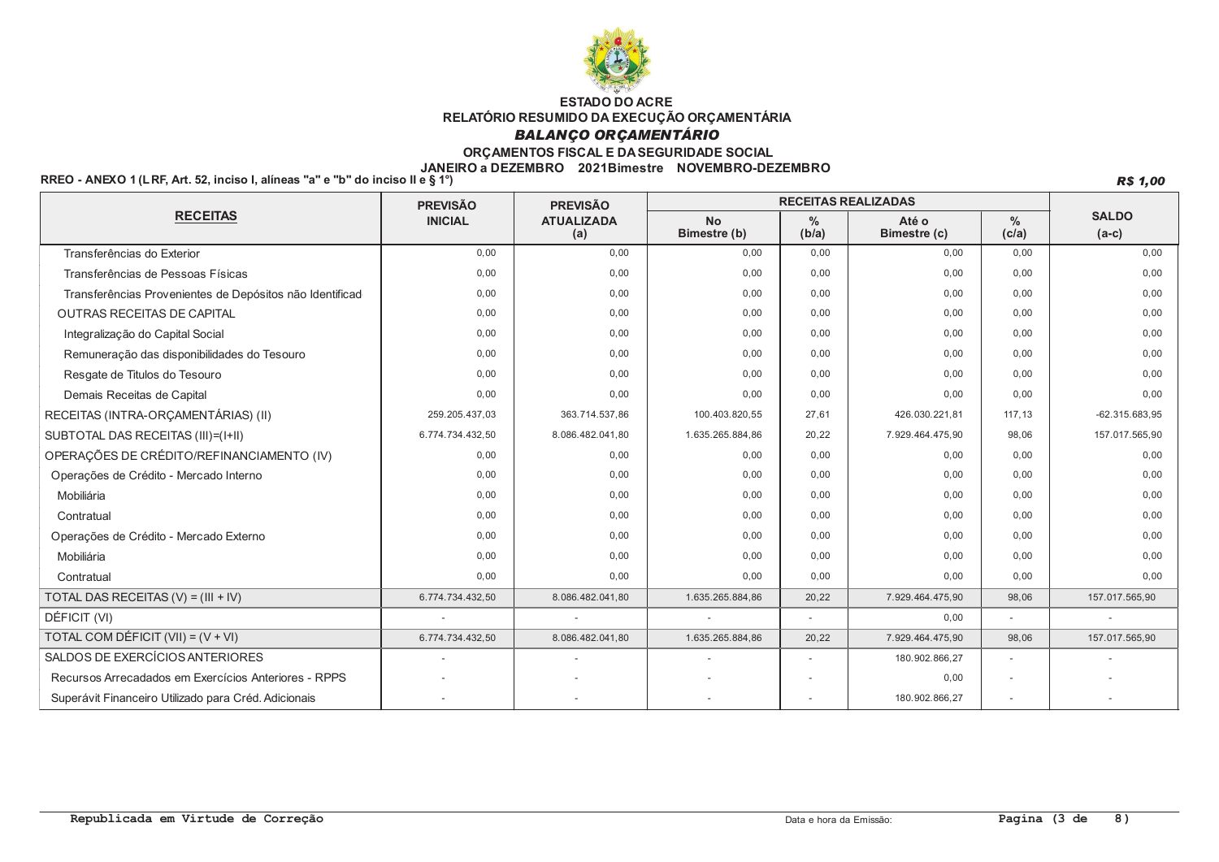**ESTADO DO ACRE**
**RELATÓRIO RESUMIDO DA EXECUÇÃO ORÇAMENTÁRIA**
***BALANÇO ORÇAMENTÁRIO***
**ORÇAMENTOS FISCAL E DA SEGURIDADE SOCIAL**
**JANEIRO a DEZEMBRO 2021Bimestre NOVEMBRO-DEZEMBRO**

**RREO - ANEXO 1 (LRF, Art. 52, inciso I, alíneas "a" e "b" do inciso II e § 1°)**

***R$ 1,00***

| RECEITAS | PREVISÃO INICIAL | PREVISÃO ATUALIZADA (a) | RECEITAS REALIZADAS | | | | SALDO (a-c) |
|---|---|---|---|---|---|---|---|
| | | | No Bimestre (b) | % (b/a) | Até o Bimestre (c) | % (c/a) | |
| Transferências do Exterior | 0,00 | 0,00 | 0,00 | 0,00 | 0,00 | 0,00 | 0,00 |
| Transferências de Pessoas Físicas | 0,00 | 0,00 | 0,00 | 0,00 | 0,00 | 0,00 | 0,00 |
| Transferências Provenientes de Depósitos não Identificad | 0,00 | 0,00 | 0,00 | 0,00 | 0,00 | 0,00 | 0,00 |
| OUTRAS RECEITAS DE CAPITAL | 0,00 | 0,00 | 0,00 | 0,00 | 0,00 | 0,00 | 0,00 |
| Integralização do Capital Social | 0,00 | 0,00 | 0,00 | 0,00 | 0,00 | 0,00 | 0,00 |
| Remuneração das disponibilidades do Tesouro | 0,00 | 0,00 | 0,00 | 0,00 | 0,00 | 0,00 | 0,00 |
| Resgate de Titulos do Tesouro | 0,00 | 0,00 | 0,00 | 0,00 | 0,00 | 0,00 | 0,00 |
| Demais Receitas de Capital | 0,00 | 0,00 | 0,00 | 0,00 | 0,00 | 0,00 | 0,00 |
| RECEITAS (INTRA-ORÇAMENTÁRIAS) (II) | 259.205.437,03 | 363.714.537,86 | 100.403.820,55 | 27,61 | 426.030.221,81 | 117,13 | -62.315.683,95 |
| SUBTOTAL DAS RECEITAS (III)=(I+II) | 6.774.734.432,50 | 8.086.482.041,80 | 1.635.265.884,86 | 20,22 | 7.929.464.475,90 | 98,06 | 157.017.565,90 |
| OPERAÇÕES DE CRÉDITO/REFINANCIAMENTO (IV) | 0,00 | 0,00 | 0,00 | 0,00 | 0,00 | 0,00 | 0,00 |
| Operações de Crédito - Mercado Interno | 0,00 | 0,00 | 0,00 | 0,00 | 0,00 | 0,00 | 0,00 |
| Mobiliária | 0,00 | 0,00 | 0,00 | 0,00 | 0,00 | 0,00 | 0,00 |
| Contratual | 0,00 | 0,00 | 0,00 | 0,00 | 0,00 | 0,00 | 0,00 |
| Operações de Crédito - Mercado Externo | 0,00 | 0,00 | 0,00 | 0,00 | 0,00 | 0,00 | 0,00 |
| Mobiliária | 0,00 | 0,00 | 0,00 | 0,00 | 0,00 | 0,00 | 0,00 |
| Contratual | 0,00 | 0,00 | 0,00 | 0,00 | 0,00 | 0,00 | 0,00 |
| TOTAL DAS RECEITAS (V) = (III + IV) | 6.774.734.432,50 | 8.086.482.041,80 | 1.635.265.884,86 | 20,22 | 7.929.464.475,90 | 98,06 | 157.017.565,90 |
| DÉFICIT (VI) | - | - | - | - | 0,00 | - | - |
| TOTAL COM DÉFICIT (VII) = (V + VI) | 6.774.734.432,50 | 8.086.482.041,80 | 1.635.265.884,86 | 20,22 | 7.929.464.475,90 | 98,06 | 157.017.565,90 |
| SALDOS DE EXERCÍCIOS ANTERIORES | - | - | - | - | 180.902.866,27 | - | - |
| Recursos Arrecadados em Exercícios Anteriores - RPPS | - | - | - | - | 0,00 | - | - |
| Superávit Financeiro Utilizado para Créd. Adicionais | - | - | - | - | 180.902.866,27 | - | - |

Republicada em Virtude de Correção

Data e hora da Emissão: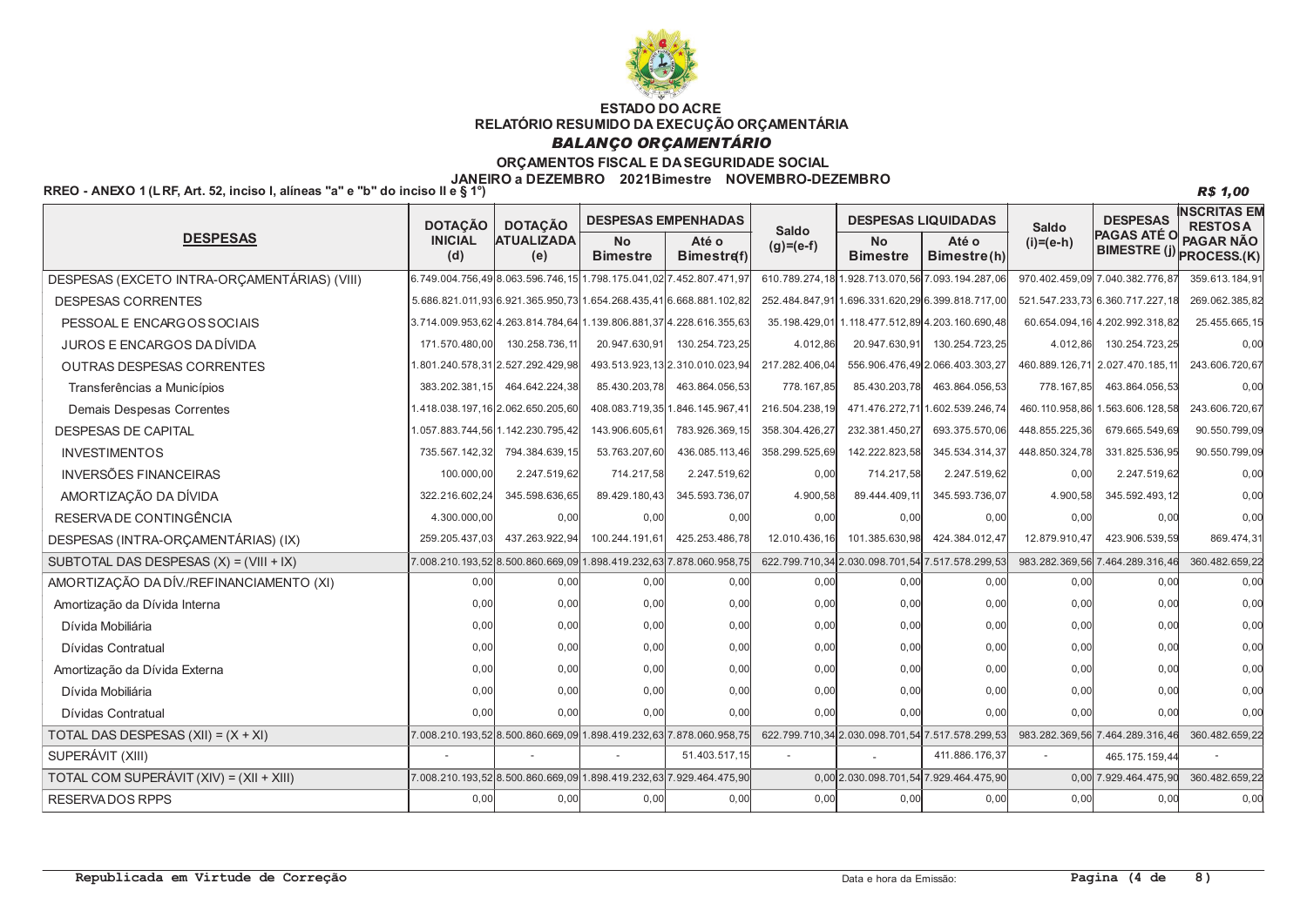# ESTADO DO ACRE

## RELATÓRIO RESUMIDO DA EXECUÇÃO ORÇAMENTÁRIA

### *BALANÇO ORÇAMENTÁRIO*

**ORÇAMENTOS FISCAL E DA SEGURIDADE SOCIAL**

**JANEIRO a DEZEMBRO 2021Bimestre NOVEMBRO-DEZEMBRO**

**RREO - ANEXO 1 (LRF, Art. 52, inciso I, alíneas "a" e "b" do inciso II e § 1°)** *R$ 1,00*

| DESPESAS | DOTAÇÃO INICIAL (d) | DOTAÇÃO ATUALIZADA (e) | DESPESAS EMPENHADAS | | Saldo (g)=(e-f) | DESPESAS LIQUIDADAS | | Saldo (i)=(e-h) | DESPESAS PAGAS ATÉ O BIMESTRE (j) | INSCRITAS EM RESTOS A PAGAR NÃO PROCESS.(K) |
|---|---|---|---|---|---|---|---|---|---|---|
| | | | No Bimestre | Até o Bimestre(f) | | No Bimestre | Até o Bimestre(h) | | | |
| DESPESAS (EXCETO INTRA-ORÇAMENTÁRIAS) (VIII) | 6.749.004.756,49 | 8.063.596.746,15 | 1.798.175.041,02 | 7.452.807.471,97 | 610.789.274,18 | 1.928.713.070,56 | 7.093.194.287,06 | 970.402.459,09 | 7.040.382.776,87 | 359.613.184,91 |
| DESPESAS CORRENTES | 5.686.821.011,93 | 6.921.365.950,73 | 1.654.268.435,41 | 6.668.881.102,82 | 252.484.847,91 | 1.696.331.620,29 | 6.399.818.717,00 | 521.547.233,73 | 6.360.717.227,18 | 269.062.385,82 |
| PESSOAL E ENCARGOS SOCIAIS | 3.714.009.953,62 | 4.263.814.784,64 | 1.139.806.881,37 | 4.228.616.355,63 | 35.198.429,01 | 1.118.477.512,89 | 4.203.160.690,48 | 60.654.094,16 | 4.202.992.318,82 | 25.455.665,15 |
| JUROS E ENCARGOS DA DÍVIDA | 171.570.480,00 | 130.258.736,11 | 20.947.630,91 | 130.254.723,25 | 4.012,86 | 20.947.630,91 | 130.254.723,25 | 4.012,86 | 130.254.723,25 | 0,00 |
| OUTRAS DESPESAS CORRENTES | 1.801.240.578,31 | 2.527.292.429,98 | 493.513.923,13 | 2.310.010.023,94 | 217.282.406,04 | 556.906.476,49 | 2.066.403.303,27 | 460.889.126,71 | 2.027.470.185,11 | 243.606.720,67 |
| Transferências a Municípios | 383.202.381,15 | 464.642.224,38 | 85.430.203,78 | 463.864.056,53 | 778.167,85 | 85.430.203,78 | 463.864.056,53 | 778.167,85 | 463.864.056,53 | 0,00 |
| Demais Despesas Correntes | 1.418.038.197,16 | 2.062.650.205,60 | 408.083.719,35 | 1.846.145.967,41 | 216.504.238,19 | 471.476.272,71 | 1.602.539.246,74 | 460.110.958,86 | 1.563.606.128,58 | 243.606.720,67 |
| DESPESAS DE CAPITAL | 1.057.883.744,56 | 1.142.230.795,42 | 143.906.605,61 | 783.926.369,15 | 358.304.426,27 | 232.381.450,27 | 693.375.570,06 | 448.855.225,36 | 679.665.549,69 | 90.550.799,09 |
| INVESTIMENTOS | 735.567.142,32 | 794.384.639,15 | 53.763.207,60 | 436.085.113,46 | 358.299.525,69 | 142.222.823,58 | 345.534.314,37 | 448.850.324,78 | 331.825.536,95 | 90.550.799,09 |
| INVERSÕES FINANCEIRAS | 100.000,00 | 2.247.519,62 | 714.217,58 | 2.247.519,62 | 0,00 | 714.217,58 | 2.247.519,62 | 0,00 | 2.247.519,62 | 0,00 |
| AMORTIZAÇÃO DA DÍVIDA | 322.216.602,24 | 345.598.636,65 | 89.429.180,43 | 345.593.736,07 | 4.900,58 | 89.444.409,11 | 345.593.736,07 | 4.900,58 | 345.592.493,12 | 0,00 |
| RESERVA DE CONTINGÊNCIA | 4.300.000,00 | 0,00 | 0,00 | 0,00 | 0,00 | 0,00 | 0,00 | 0,00 | 0,00 | 0,00 |
| DESPESAS (INTRA-ORÇAMENTÁRIAS) (IX) | 259.205.437,03 | 437.263.922,94 | 100.244.191,61 | 425.253.486,78 | 12.010.436,16 | 101.385.630,98 | 424.384.012,47 | 12.879.910,47 | 423.906.539,59 | 869.474,31 |
| SUBTOTAL DAS DESPESAS (X) = (VIII + IX) | 7.008.210.193,52 | 8.500.860.669,09 | 1.898.419.232,63 | 7.878.060.958,75 | 622.799.710,34 | 2.030.098.701,54 | 7.517.578.299,53 | 983.282.369,56 | 7.464.289.316,46 | 360.482.659,22 |
| AMORTIZAÇÃO DA DÍV./REFINANCIAMENTO (XI) | 0,00 | 0,00 | 0,00 | 0,00 | 0,00 | 0,00 | 0,00 | 0,00 | 0,00 | 0,00 |
| Amortização da Dívida Interna | 0,00 | 0,00 | 0,00 | 0,00 | 0,00 | 0,00 | 0,00 | 0,00 | 0,00 | 0,00 |
| Dívida Mobiliária | 0,00 | 0,00 | 0,00 | 0,00 | 0,00 | 0,00 | 0,00 | 0,00 | 0,00 | 0,00 |
| Dívidas Contratual | 0,00 | 0,00 | 0,00 | 0,00 | 0,00 | 0,00 | 0,00 | 0,00 | 0,00 | 0,00 |
| Amortização da Dívida Externa | 0,00 | 0,00 | 0,00 | 0,00 | 0,00 | 0,00 | 0,00 | 0,00 | 0,00 | 0,00 |
| Dívida Mobiliária | 0,00 | 0,00 | 0,00 | 0,00 | 0,00 | 0,00 | 0,00 | 0,00 | 0,00 | 0,00 |
| Dívidas Contratual | 0,00 | 0,00 | 0,00 | 0,00 | 0,00 | 0,00 | 0,00 | 0,00 | 0,00 | 0,00 |
| TOTAL DAS DESPESAS (XII) = (X + XI) | 7.008.210.193,52 | 8.500.860.669,09 | 1.898.419.232,63 | 7.878.060.958,75 | 622.799.710,34 | 2.030.098.701,54 | 7.517.578.299,53 | 983.282.369,56 | 7.464.289.316,46 | 360.482.659,22 |
| SUPERÁVIT (XIII) | - | - | - | 51.403.517,15 | - | - | 411.886.176,37 | - | 465.175.159,44 | - |
| TOTAL COM SUPERÁVIT (XIV) = (XII + XIII) | 7.008.210.193,52 | 8.500.860.669,09 | 1.898.419.232,63 | 7.929.464.475,90 | 0,00 | 2.030.098.701,54 | 7.929.464.475,90 | 0,00 | 7.929.464.475,90 | 360.482.659,22 |
| RESERVA DOS RPPS | 0,00 | 0,00 | 0,00 | 0,00 | 0,00 | 0,00 | 0,00 | 0,00 | 0,00 | 0,00 |

**Republicada em Virtude de Correção**

Data e hora da Emissão: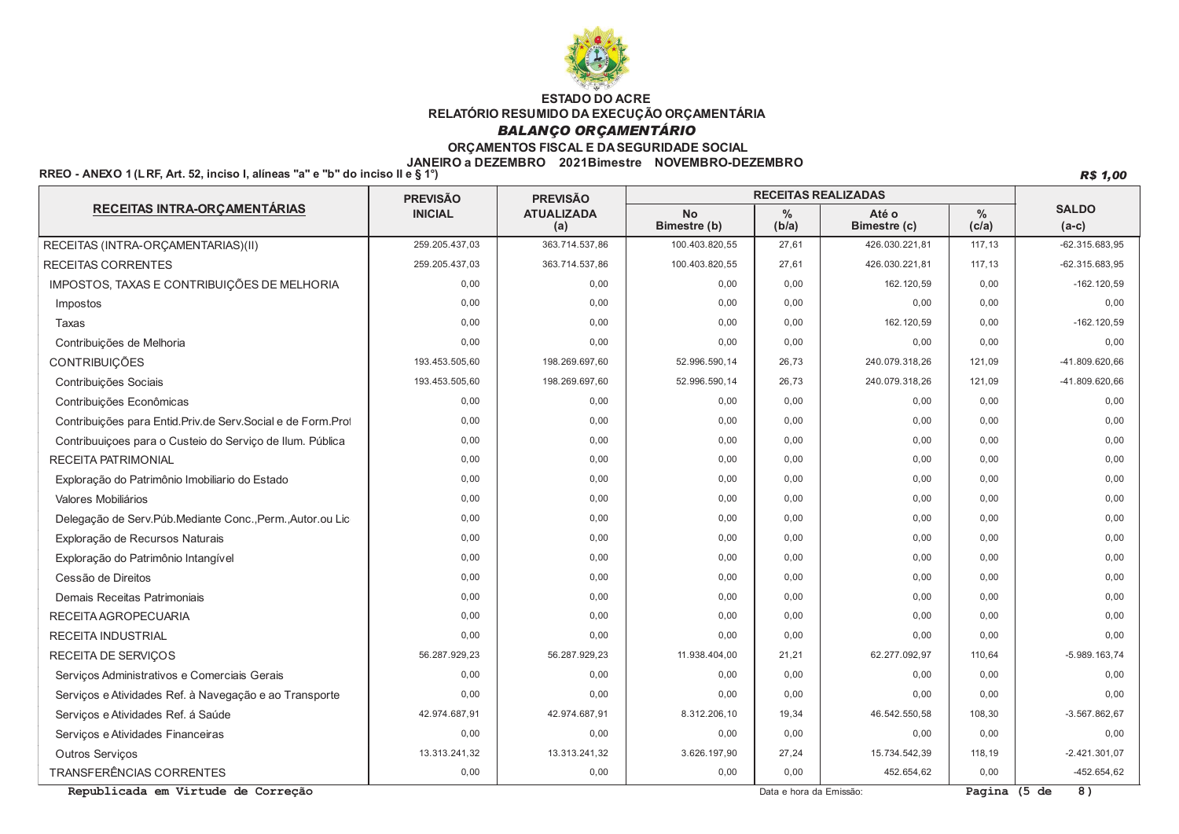**ESTADO DO ACRE**

**RELATÓRIO RESUMIDO DA EXECUÇÃO ORÇAMENTÁRIA**

***BALANÇO ORÇAMENTÁRIO***

**ORÇAMENTOS FISCAL E DA SEGURIDADE SOCIAL**

**JANEIRO a DEZEMBRO 2021Bimestre NOVEMBRO-DEZEMBRO**

**RREO - ANEXO 1 (LRF, Art. 52, inciso I, alíneas "a" e "b" do inciso II e § 1°)** ***R$ 1,00***

| RECEITAS INTRA-ORÇAMENTÁRIAS | PREVISÃO INICIAL | PREVISÃO ATUALIZADA (a) | RECEITAS REALIZADAS | | | | SALDO (a-c) |
|---|---|---|---|---|---|---|---|
| | | | No Bimestre (b) | % (b/a) | Até o Bimestre (c) | % (c/a) | |
| RECEITAS (INTRA-ORÇAMENTARIAS)(II) | 259.205.437,03 | 363.714.537,86 | 100.403.820,55 | 27,61 | 426.030.221,81 | 117,13 | -62.315.683,95 |
| RECEITAS CORRENTES | 259.205.437,03 | 363.714.537,86 | 100.403.820,55 | 27,61 | 426.030.221,81 | 117,13 | -62.315.683,95 |
| IMPOSTOS, TAXAS E CONTRIBUIÇÕES DE MELHORIA | 0,00 | 0,00 | 0,00 | 0,00 | 162.120,59 | 0,00 | -162.120,59 |
| Impostos | 0,00 | 0,00 | 0,00 | 0,00 | 0,00 | 0,00 | 0,00 |
| Taxas | 0,00 | 0,00 | 0,00 | 0,00 | 162.120,59 | 0,00 | -162.120,59 |
| Contribuições de Melhoria | 0,00 | 0,00 | 0,00 | 0,00 | 0,00 | 0,00 | 0,00 |
| CONTRIBUIÇÕES | 193.453.505,60 | 198.269.697,60 | 52.996.590,14 | 26,73 | 240.079.318,26 | 121,09 | -41.809.620,66 |
| Contribuições Sociais | 193.453.505,60 | 198.269.697,60 | 52.996.590,14 | 26,73 | 240.079.318,26 | 121,09 | -41.809.620,66 |
| Contribuições Econômicas | 0,00 | 0,00 | 0,00 | 0,00 | 0,00 | 0,00 | 0,00 |
| Contribuições para Entid.Priv.de Serv.Social e de Form.Prof | 0,00 | 0,00 | 0,00 | 0,00 | 0,00 | 0,00 | 0,00 |
| Contribuuiçoes para o Custeio do Serviço de Ilum. Pública | 0,00 | 0,00 | 0,00 | 0,00 | 0,00 | 0,00 | 0,00 |
| RECEITA PATRIMONIAL | 0,00 | 0,00 | 0,00 | 0,00 | 0,00 | 0,00 | 0,00 |
| Exploração do Patrimônio Imobiliario do Estado | 0,00 | 0,00 | 0,00 | 0,00 | 0,00 | 0,00 | 0,00 |
| Valores Mobiliários | 0,00 | 0,00 | 0,00 | 0,00 | 0,00 | 0,00 | 0,00 |
| Delegação de Serv.Púb.Mediante Conc.,Perm.,Autor.ou Lic | 0,00 | 0,00 | 0,00 | 0,00 | 0,00 | 0,00 | 0,00 |
| Exploração de Recursos Naturais | 0,00 | 0,00 | 0,00 | 0,00 | 0,00 | 0,00 | 0,00 |
| Exploração do Patrimônio Intangível | 0,00 | 0,00 | 0,00 | 0,00 | 0,00 | 0,00 | 0,00 |
| Cessão de Direitos | 0,00 | 0,00 | 0,00 | 0,00 | 0,00 | 0,00 | 0,00 |
| Demais Receitas Patrimoniais | 0,00 | 0,00 | 0,00 | 0,00 | 0,00 | 0,00 | 0,00 |
| RECEITA AGROPECUARIA | 0,00 | 0,00 | 0,00 | 0,00 | 0,00 | 0,00 | 0,00 |
| RECEITA INDUSTRIAL | 0,00 | 0,00 | 0,00 | 0,00 | 0,00 | 0,00 | 0,00 |
| RECEITA DE SERVIÇOS | 56.287.929,23 | 56.287.929,23 | 11.938.404,00 | 21,21 | 62.277.092,97 | 110,64 | -5.989.163,74 |
| Serviços Administrativos e Comerciais Gerais | 0,00 | 0,00 | 0,00 | 0,00 | 0,00 | 0,00 | 0,00 |
| Serviços e Atividades Ref. à Navegação e ao Transporte | 0,00 | 0,00 | 0,00 | 0,00 | 0,00 | 0,00 | 0,00 |
| Serviços e Atividades Ref. á Saúde | 42.974.687,91 | 42.974.687,91 | 8.312.206,10 | 19,34 | 46.542.550,58 | 108,30 | -3.567.862,67 |
| Serviços e Atividades Financeiras | 0,00 | 0,00 | 0,00 | 0,00 | 0,00 | 0,00 | 0,00 |
| Outros Serviços | 13.313.241,32 | 13.313.241,32 | 3.626.197,90 | 27,24 | 15.734.542,39 | 118,19 | -2.421.301,07 |
| TRANSFERÊNCIAS CORRENTES | 0,00 | 0,00 | 0,00 | 0,00 | 452.654,62 | 0,00 | -452.654,62 |

**Republicada em Virtude de Correção**

Data e hora da Emissão: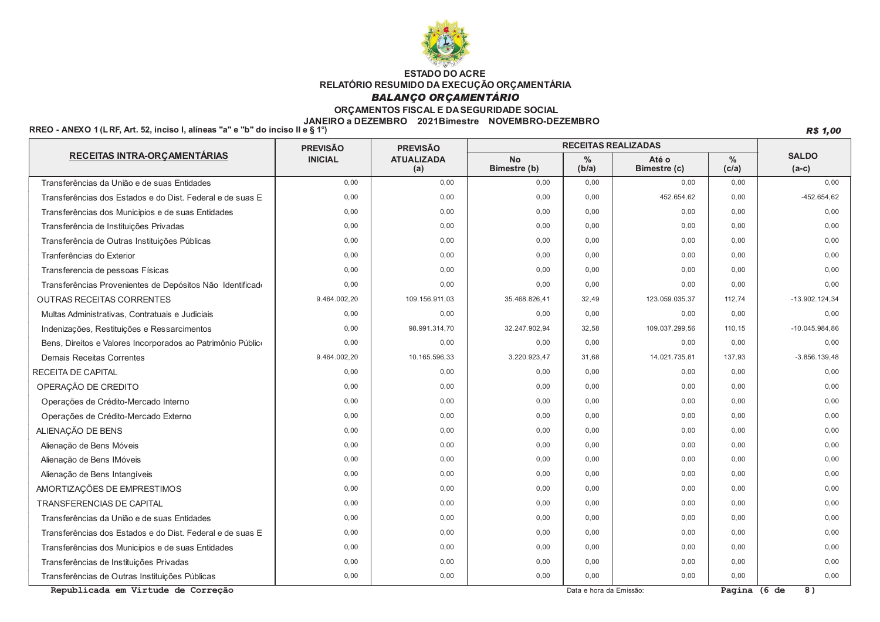**ESTADO DO ACRE**
**RELATÓRIO RESUMIDO DA EXECUÇÃO ORÇAMENTÁRIA**
***BALANÇO ORÇAMENTÁRIO***
**ORÇAMENTOS FISCAL E DA SEGURIDADE SOCIAL**
**JANEIRO a DEZEMBRO 2021Bimestre NOVEMBRO-DEZEMBRO**

**RREO - ANEXO 1 (LRF, Art. 52, inciso I, alíneas "a" e "b" do inciso II e § 1°)** ***R$ 1,00***

| RECEITAS INTRA-ORÇAMENTÁRIAS | PREVISÃO INICIAL | PREVISÃO ATUALIZADA (a) | RECEITAS REALIZADAS | | | | SALDO (a-c) |
|---|---|---|---|---|---|---|---|
| | | | No Bimestre (b) | % (b/a) | Até o Bimestre (c) | % (c/a) | |
| Transferências da União e de suas Entidades | 0,00 | 0,00 | 0,00 | 0,00 | 0,00 | 0,00 | 0,00 |
| Transferências dos Estados e do Dist. Federal e de suas E | 0,00 | 0,00 | 0,00 | 0,00 | 452.654,62 | 0,00 | -452.654,62 |
| Transferências dos Municipios e de suas Entidades | 0,00 | 0,00 | 0,00 | 0,00 | 0,00 | 0,00 | 0,00 |
| Transferência de Instituições Privadas | 0,00 | 0,00 | 0,00 | 0,00 | 0,00 | 0,00 | 0,00 |
| Transferência de Outras Instituições Públicas | 0,00 | 0,00 | 0,00 | 0,00 | 0,00 | 0,00 | 0,00 |
| Tranferências do Exterior | 0,00 | 0,00 | 0,00 | 0,00 | 0,00 | 0,00 | 0,00 |
| Transferencia de pessoas Físicas | 0,00 | 0,00 | 0,00 | 0,00 | 0,00 | 0,00 | 0,00 |
| Transferências Provenientes de Depósitos Não Identificad | 0,00 | 0,00 | 0,00 | 0,00 | 0,00 | 0,00 | 0,00 |
| OUTRAS RECEITAS CORRENTES | 9.464.002,20 | 109.156.911,03 | 35.468.826,41 | 32,49 | 123.059.035,37 | 112,74 | -13.902.124,34 |
| Multas Administrativas, Contratuais e Judiciais | 0,00 | 0,00 | 0,00 | 0,00 | 0,00 | 0,00 | 0,00 |
| Indenizações, Restituições e Ressarcimentos | 0,00 | 98.991.314,70 | 32.247.902,94 | 32,58 | 109.037.299,56 | 110,15 | -10.045.984,86 |
| Bens, Direitos e Valores Incorporados ao Patrimônio Públic | 0,00 | 0,00 | 0,00 | 0,00 | 0,00 | 0,00 | 0,00 |
| Demais Receitas Correntes | 9.464.002,20 | 10.165.596,33 | 3.220.923,47 | 31,68 | 14.021.735,81 | 137,93 | -3.856.139,48 |
| RECEITA DE CAPITAL | 0,00 | 0,00 | 0,00 | 0,00 | 0,00 | 0,00 | 0,00 |
| OPERAÇÃO DE CREDITO | 0,00 | 0,00 | 0,00 | 0,00 | 0,00 | 0,00 | 0,00 |
| Operações de Crédito-Mercado Interno | 0,00 | 0,00 | 0,00 | 0,00 | 0,00 | 0,00 | 0,00 |
| Operações de Crédito-Mercado Externo | 0,00 | 0,00 | 0,00 | 0,00 | 0,00 | 0,00 | 0,00 |
| ALIENAÇÃO DE BENS | 0,00 | 0,00 | 0,00 | 0,00 | 0,00 | 0,00 | 0,00 |
| Alienação de Bens Móveis | 0,00 | 0,00 | 0,00 | 0,00 | 0,00 | 0,00 | 0,00 |
| Alienação de Bens IMóveis | 0,00 | 0,00 | 0,00 | 0,00 | 0,00 | 0,00 | 0,00 |
| Alienação de Bens Intangíveis | 0,00 | 0,00 | 0,00 | 0,00 | 0,00 | 0,00 | 0,00 |
| AMORTIZAÇÕES DE EMPRESTIMOS | 0,00 | 0,00 | 0,00 | 0,00 | 0,00 | 0,00 | 0,00 |
| TRANSFERENCIAS DE CAPITAL | 0,00 | 0,00 | 0,00 | 0,00 | 0,00 | 0,00 | 0,00 |
| Transferências da União e de suas Entidades | 0,00 | 0,00 | 0,00 | 0,00 | 0,00 | 0,00 | 0,00 |
| Transferências dos Estados e do Dist. Federal e de suas E | 0,00 | 0,00 | 0,00 | 0,00 | 0,00 | 0,00 | 0,00 |
| Transferências dos Municipios e de suas Entidades | 0,00 | 0,00 | 0,00 | 0,00 | 0,00 | 0,00 | 0,00 |
| Transferências de Instituições Privadas | 0,00 | 0,00 | 0,00 | 0,00 | 0,00 | 0,00 | 0,00 |
| Transferências de Outras Instituições Públicas | 0,00 | 0,00 | 0,00 | 0,00 | 0,00 | 0,00 | 0,00 |

**Republicada em Virtude de Correção**

Data e hora da Emissão: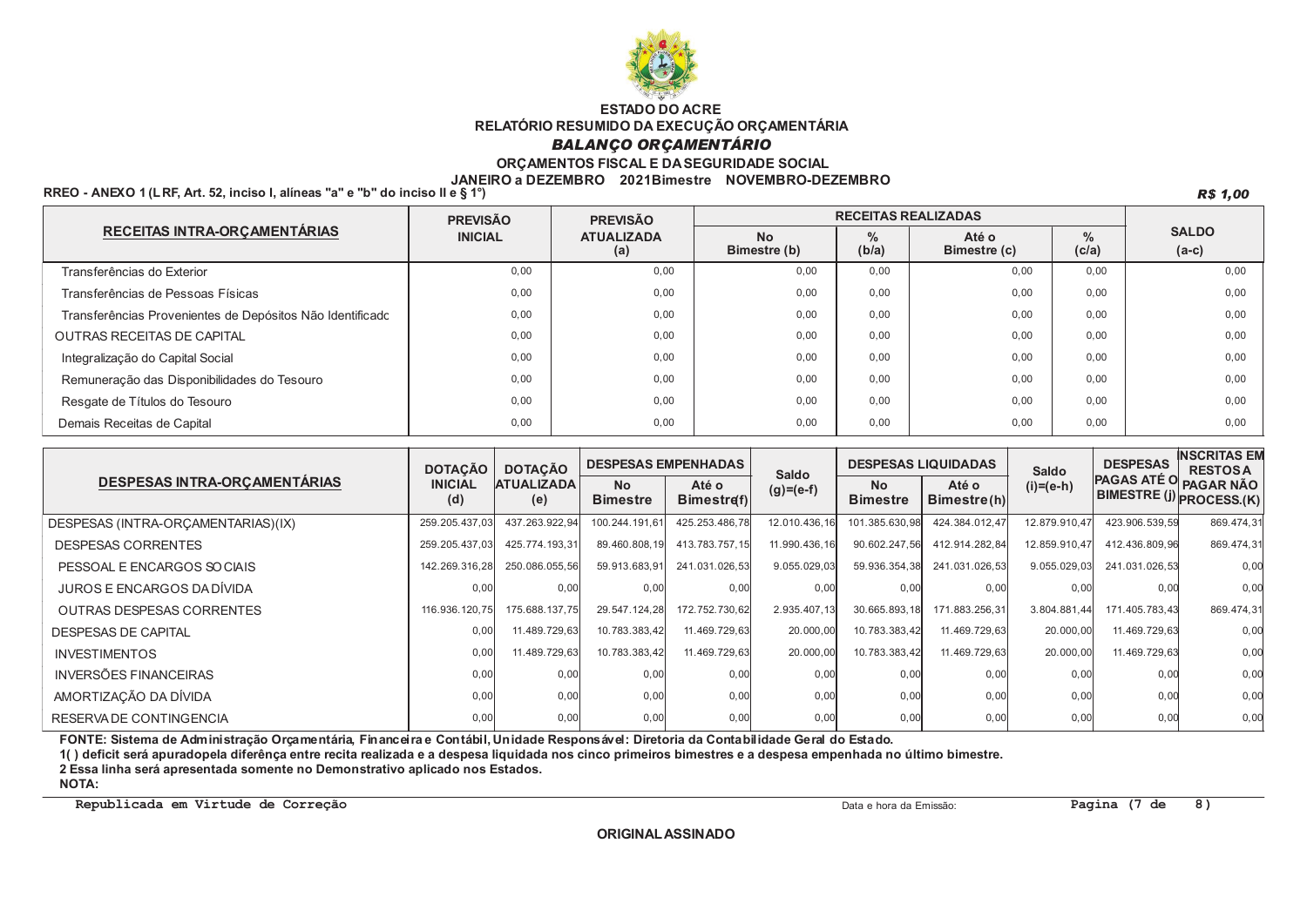**ESTADO DO ACRE**

**RELATÓRIO RESUMIDO DA EXECUÇÃO ORÇAMENTÁRIA**

***BALANÇO ORÇAMENTÁRIO***

**ORÇAMENTOS FISCAL E DA SEGURIDADE SOCIAL**

**JANEIRO a DEZEMBRO 2021Bimestre NOVEMBRO-DEZEMBRO**

**RREO - ANEXO 1 (LRF, Art. 52, inciso I, alíneas "a" e "b" do inciso II e § 1°)**

***R$ 1,00***

| RECEITAS INTRA-ORÇAMENTÁRIAS | PREVISÃO INICIAL | PREVISÃO ATUALIZADA (a) | RECEITAS REALIZADAS | | | | SALDO (a-c) |
|---|---|---|---|---|---|---|---|
| | | | No Bimestre (b) | % (b/a) | Até o Bimestre (c) | % (c/a) | |
| Transferências do Exterior | 0,00 | 0,00 | 0,00 | 0,00 | 0,00 | 0,00 | 0,00 |
| Transferências de Pessoas Físicas | 0,00 | 0,00 | 0,00 | 0,00 | 0,00 | 0,00 | 0,00 |
| Transferências Provenientes de Depósitos Não Identificadc | 0,00 | 0,00 | 0,00 | 0,00 | 0,00 | 0,00 | 0,00 |
| OUTRAS RECEITAS DE CAPITAL | 0,00 | 0,00 | 0,00 | 0,00 | 0,00 | 0,00 | 0,00 |
| Integralização do Capital Social | 0,00 | 0,00 | 0,00 | 0,00 | 0,00 | 0,00 | 0,00 |
| Remuneração das Disponibilidades do Tesouro | 0,00 | 0,00 | 0,00 | 0,00 | 0,00 | 0,00 | 0,00 |
| Resgate de Títulos do Tesouro | 0,00 | 0,00 | 0,00 | 0,00 | 0,00 | 0,00 | 0,00 |
| Demais Receitas de Capital | 0,00 | 0,00 | 0,00 | 0,00 | 0,00 | 0,00 | 0,00 |

| DESPESAS INTRA-ORÇAMENTÁRIAS | DOTAÇÃO INICIAL (d) | DOTAÇÃO ATUALIZADA (e) | DESPESAS EMPENHADAS | | Saldo (g)=(e-f) | DESPESAS LIQUIDADAS | | Saldo (i)=(e-h) | DESPESAS PAGAS ATÉ O BIMESTRE (j) | INSCRITAS EM RESTOS A PAGAR NÃO PROCESS.(K) |
|---|---|---|---|---|---|---|---|---|---|---|
| | | | No Bimestre | Até o Bimestre(f) | | No Bimestre | Até o Bimestre(h) | | | |
| DESPESAS (INTRA-ORÇAMENTÁRIAS)(IX) | 259.205.437,03 | 437.263.922,94 | 100.244.191,61 | 425.253.486,78 | 12.010.436,16 | 101.385.630,98 | 424.384.012,47 | 12.879.910,47 | 423.906.539,59 | 869.474,31 |
| DESPESAS CORRENTES | 259.205.437,03 | 425.774.193,31 | 89.460.808,19 | 413.783.757,15 | 11.990.436,16 | 90.602.247,56 | 412.914.282,84 | 12.859.910,47 | 412.436.809,96 | 869.474,31 |
| PESSOAL E ENCARGOS SOCIAIS | 142.269.316,28 | 250.086.055,56 | 59.913.683,91 | 241.031.026,53 | 9.055.029,03 | 59.936.354,38 | 241.031.026,53 | 9.055.029,03 | 241.031.026,53 | 0,00 |
| JUROS E ENCARGOS DA DÍVIDA | 0,00 | 0,00 | 0,00 | 0,00 | 0,00 | 0,00 | 0,00 | 0,00 | 0,00 | 0,00 |
| OUTRAS DESPESAS CORRENTES | 116.936.120,75 | 175.688.137,75 | 29.547.124,28 | 172.752.730,62 | 2.935.407,13 | 30.665.893,18 | 171.883.256,31 | 3.804.881,44 | 171.405.783,43 | 869.474,31 |
| DESPESAS DE CAPITAL | 0,00 | 11.489.729,63 | 10.783.383,42 | 11.469.729,63 | 20.000,00 | 10.783.383,42 | 11.469.729,63 | 20.000,00 | 11.469.729,63 | 0,00 |
| INVESTIMENTOS | 0,00 | 11.489.729,63 | 10.783.383,42 | 11.469.729,63 | 20.000,00 | 10.783.383,42 | 11.469.729,63 | 20.000,00 | 11.469.729,63 | 0,00 |
| INVERSÕES FINANCEIRAS | 0,00 | 0,00 | 0,00 | 0,00 | 0,00 | 0,00 | 0,00 | 0,00 | 0,00 | 0,00 |
| AMORTIZAÇÃO DA DÍVIDA | 0,00 | 0,00 | 0,00 | 0,00 | 0,00 | 0,00 | 0,00 | 0,00 | 0,00 | 0,00 |
| RESERVA DE CONTINGENCIA | 0,00 | 0,00 | 0,00 | 0,00 | 0,00 | 0,00 | 0,00 | 0,00 | 0,00 | 0,00 |

**FONTE: Sistema de Administração Orçamentária, Financeira e Contábil, Unidade Responsável: Diretoria da Contabilidade Geral do Estado.**

**1( ) deficit será apuradopela diferênça entre recita realizada e a despesa liquidada nos cinco primeiros bimestres e a despesa empenhada no último bimestre.**

**2 Essa linha será apresentada somente no Demonstrativo aplicado nos Estados.**

**NOTA:**

**Republicada em Virtude de Correção**

Data e hora da Emissão:

**ORIGINAL ASSINADO**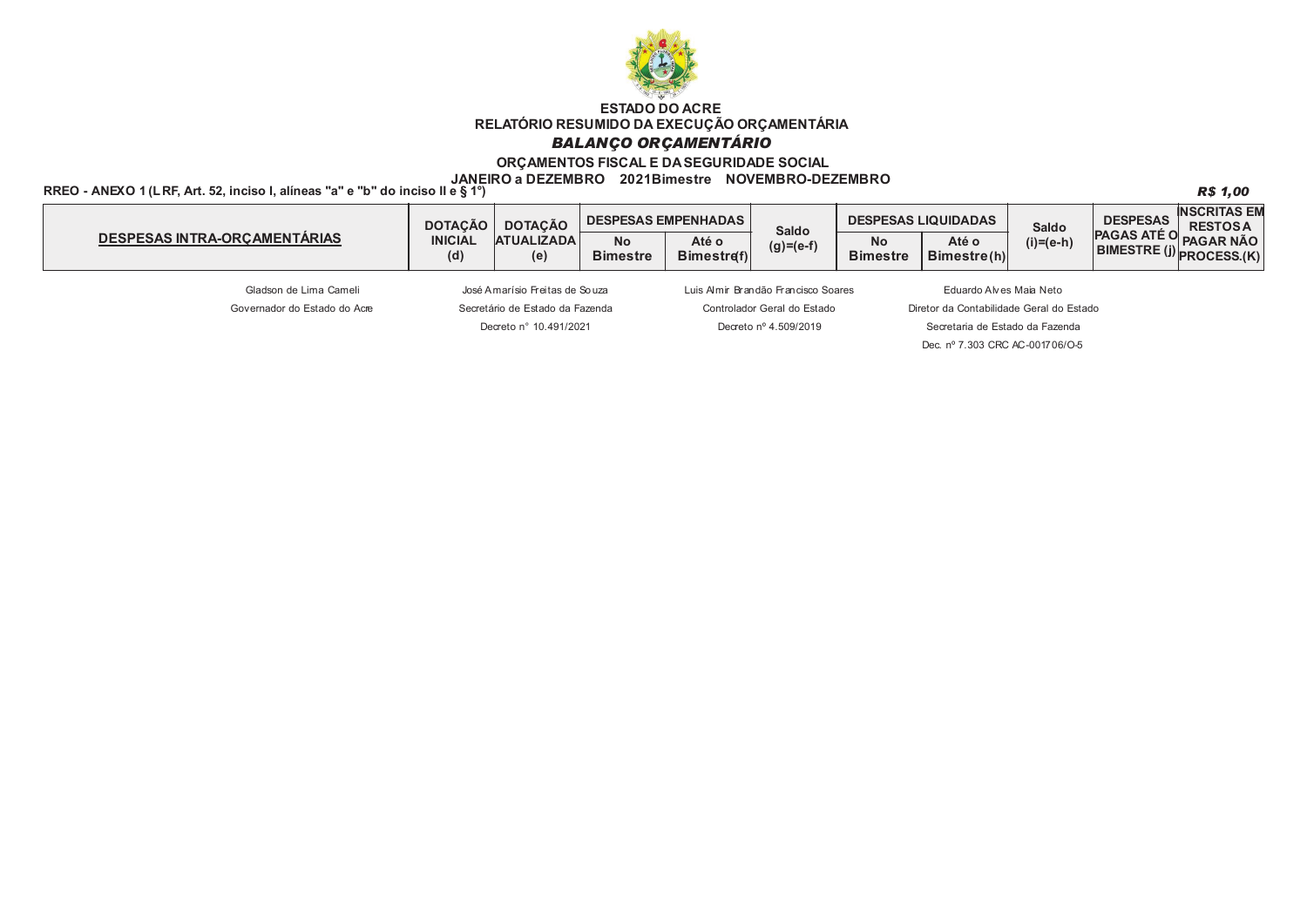**ESTADO DO ACRE**

**RELATÓRIO RESUMIDO DA EXECUÇÃO ORÇAMENTÁRIA**

***BALANÇO ORÇAMENTÁRIO***

**ORÇAMENTOS FISCAL E DA SEGURIDADE SOCIAL**

**JANEIRO a DEZEMBRO 2021Bimestre NOVEMBRO-DEZEMBRO**

**RREO - ANEXO 1 (LRF, Art. 52, inciso I, alíneas "a" e "b" do inciso II e § 1°)**

***R$ 1,00***

| DESPESAS INTRA-ORÇAMENTÁRIAS | DOTAÇÃO INICIAL (d) | DOTAÇÃO ATUALIZADA (e) | DESPESAS EMPENHADAS | | Saldo (g)=(e-f) | DESPESAS LIQUIDADAS | | Saldo (i)=(e-h) | DESPESAS PAGAS ATÉ O BIMESTRE (j) | INSCRITAS EM RESTOS A PAGAR NÃO PROCESS.(K) |
|---|---|---|---|---|---|---|---|---|---|---|
| | | | No Bimestre | Até o Bimestre(f) | | No Bimestre | Até o Bimestre(h) | | | |

Gladson de Lima Cameli
Governador do Estado do Acre

José Amarísio Freitas de Souza
Secretário de Estado da Fazenda
Decreto n° 10.491/2021

Luis Almir Brandão Francisco Soares
Controlador Geral do Estado
Decreto nº 4.509/2019

Eduardo Alves Maia Neto
Diretor da Contabilidade Geral do Estado
Secretaria de Estado da Fazenda
Dec. nº 7.303 CRC AC-001706/O-5